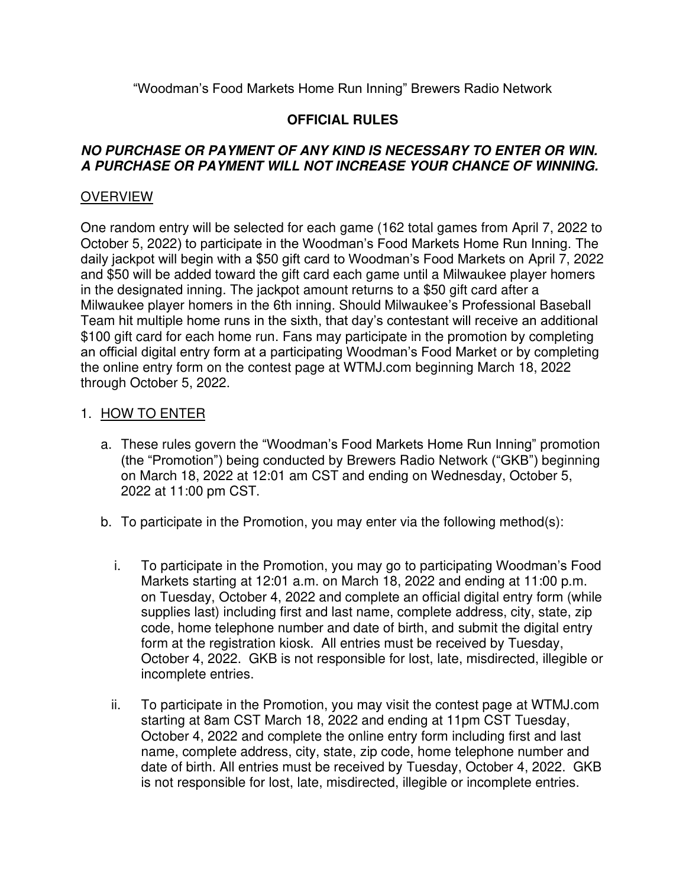“Woodman’s Food Markets Home Run Inning” Brewers Radio Network

# OFFICIAL RULES

***NO PURCHASE OR PAYMENT OF ANY KIND IS NECESSARY TO ENTER OR WIN. A PURCHASE OR PAYMENT WILL NOT INCREASE YOUR CHANCE OF WINNING.***

## OVERVIEW

One random entry will be selected for each game (162 total games from April 7, 2022 to October 5, 2022) to participate in the Woodman’s Food Markets Home Run Inning. The daily jackpot will begin with a $50 gift card to Woodman’s Food Markets on April 7, 2022 and $50 will be added toward the gift card each game until a Milwaukee player homers in the designated inning. The jackpot amount returns to a $50 gift card after a Milwaukee player homers in the 6th inning. Should Milwaukee’s Professional Baseball Team hit multiple home runs in the sixth, that day’s contestant will receive an additional $100 gift card for each home run. Fans may participate in the promotion by completing an official digital entry form at a participating Woodman’s Food Market or by completing the online entry form on the contest page at WTMJ.com beginning March 18, 2022 through October 5, 2022.

1. HOW TO ENTER

   a. These rules govern the “Woodman’s Food Markets Home Run Inning” promotion (the “Promotion”) being conducted by Brewers Radio Network (“GKB”) beginning on March 18, 2022 at 12:01 am CST and ending on Wednesday, October 5, 2022 at 11:00 pm CST.

   b. To participate in the Promotion, you may enter via the following method(s):

      i. To participate in the Promotion, you may go to participating Woodman’s Food Markets starting at 12:01 a.m. on March 18, 2022 and ending at 11:00 p.m. on Tuesday, October 4, 2022 and complete an official digital entry form (while supplies last) including first and last name, complete address, city, state, zip code, home telephone number and date of birth, and submit the digital entry form at the registration kiosk. All entries must be received by Tuesday, October 4, 2022. GKB is not responsible for lost, late, misdirected, illegible or incomplete entries.

      ii. To participate in the Promotion, you may visit the contest page at WTMJ.com starting at 8am CST March 18, 2022 and ending at 11pm CST Tuesday, October 4, 2022 and complete the online entry form including first and last name, complete address, city, state, zip code, home telephone number and date of birth. All entries must be received by Tuesday, October 4, 2022. GKB is not responsible for lost, late, misdirected, illegible or incomplete entries.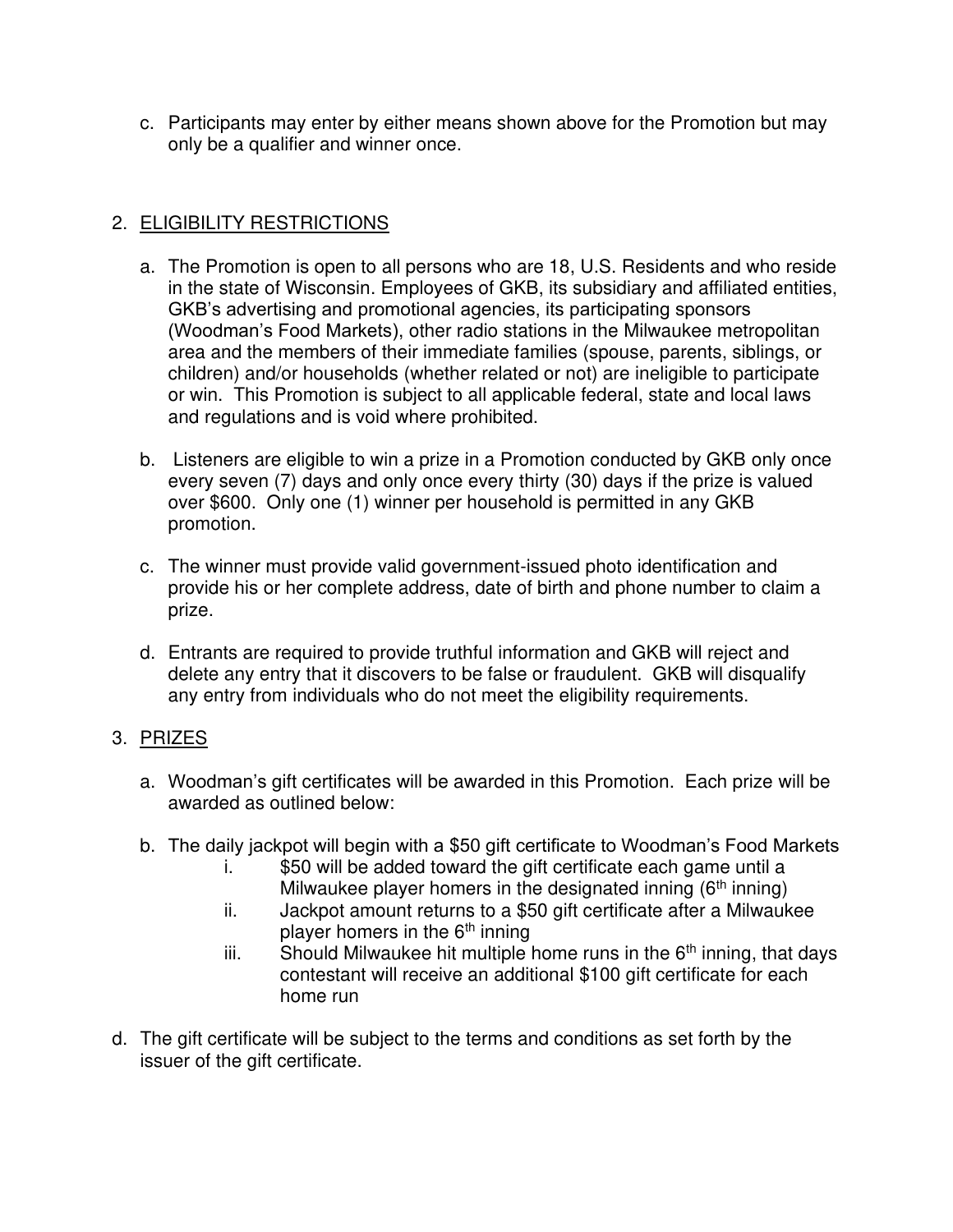c. Participants may enter by either means shown above for the Promotion but may only be a qualifier and winner once.

2. ELIGIBILITY RESTRICTIONS

   a. The Promotion is open to all persons who are 18, U.S. Residents and who reside in the state of Wisconsin. Employees of GKB, its subsidiary and affiliated entities, GKB's advertising and promotional agencies, its participating sponsors (Woodman's Food Markets), other radio stations in the Milwaukee metropolitan area and the members of their immediate families (spouse, parents, siblings, or children) and/or households (whether related or not) are ineligible to participate or win. This Promotion is subject to all applicable federal, state and local laws and regulations and is void where prohibited.

   b. Listeners are eligible to win a prize in a Promotion conducted by GKB only once every seven (7) days and only once every thirty (30) days if the prize is valued over $600. Only one (1) winner per household is permitted in any GKB promotion.

   c. The winner must provide valid government-issued photo identification and provide his or her complete address, date of birth and phone number to claim a prize.

   d. Entrants are required to provide truthful information and GKB will reject and delete any entry that it discovers to be false or fraudulent. GKB will disqualify any entry from individuals who do not meet the eligibility requirements.

3. PRIZES

   a. Woodman's gift certificates will be awarded in this Promotion. Each prize will be awarded as outlined below:

   b. The daily jackpot will begin with a $50 gift certificate to Woodman's Food Markets
      i. $50 will be added toward the gift certificate each game until a Milwaukee player homers in the designated inning (6th inning)
      ii. Jackpot amount returns to a $50 gift certificate after a Milwaukee player homers in the 6th inning
      iii. Should Milwaukee hit multiple home runs in the 6th inning, that days contestant will receive an additional $100 gift certificate for each home run

d. The gift certificate will be subject to the terms and conditions as set forth by the issuer of the gift certificate.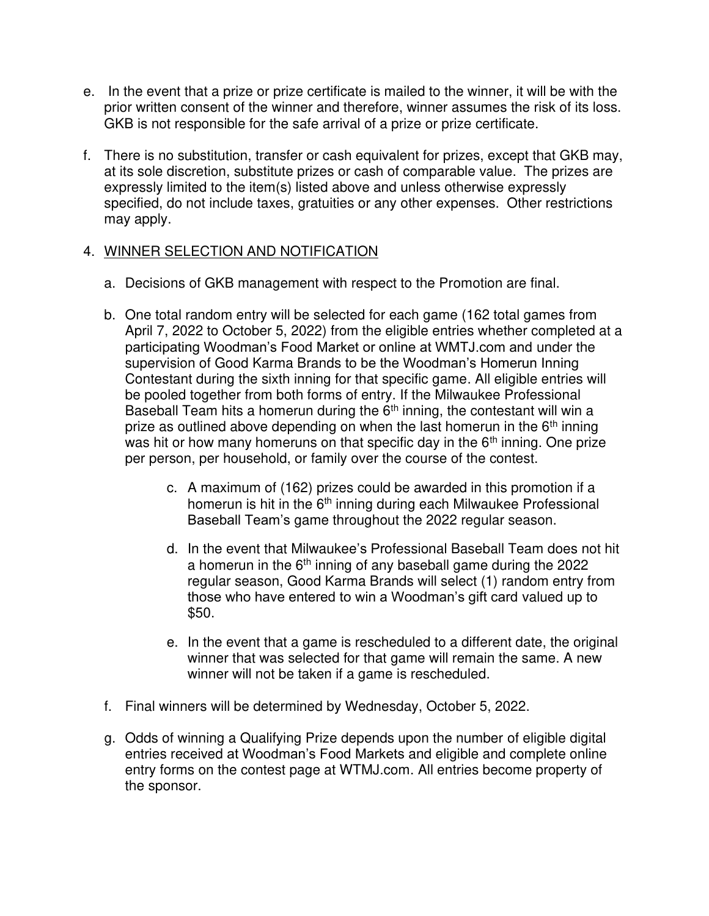e. In the event that a prize or prize certificate is mailed to the winner, it will be with the prior written consent of the winner and therefore, winner assumes the risk of its loss. GKB is not responsible for the safe arrival of a prize or prize certificate.

f. There is no substitution, transfer or cash equivalent for prizes, except that GKB may, at its sole discretion, substitute prizes or cash of comparable value. The prizes are expressly limited to the item(s) listed above and unless otherwise expressly specified, do not include taxes, gratuities or any other expenses. Other restrictions may apply.

4. <u>WINNER SELECTION AND NOTIFICATION</u>

   a. Decisions of GKB management with respect to the Promotion are final.

   b. One total random entry will be selected for each game (162 total games from April 7, 2022 to October 5, 2022) from the eligible entries whether completed at a participating Woodman's Food Market or online at WMTJ.com and under the supervision of Good Karma Brands to be the Woodman's Homerun Inning Contestant during the sixth inning for that specific game. All eligible entries will be pooled together from both forms of entry. If the Milwaukee Professional Baseball Team hits a homerun during the 6th inning, the contestant will win a prize as outlined above depending on when the last homerun in the 6th inning was hit or how many homeruns on that specific day in the 6th inning. One prize per person, per household, or family over the course of the contest.

      c. A maximum of (162) prizes could be awarded in this promotion if a homerun is hit in the 6th inning during each Milwaukee Professional Baseball Team's game throughout the 2022 regular season.

      d. In the event that Milwaukee's Professional Baseball Team does not hit a homerun in the 6th inning of any baseball game during the 2022 regular season, Good Karma Brands will select (1) random entry from those who have entered to win a Woodman's gift card valued up to $50.

      e. In the event that a game is rescheduled to a different date, the original winner that was selected for that game will remain the same. A new winner will not be taken if a game is rescheduled.

   f. Final winners will be determined by Wednesday, October 5, 2022.

   g. Odds of winning a Qualifying Prize depends upon the number of eligible digital entries received at Woodman's Food Markets and eligible and complete online entry forms on the contest page at WTMJ.com. All entries become property of the sponsor.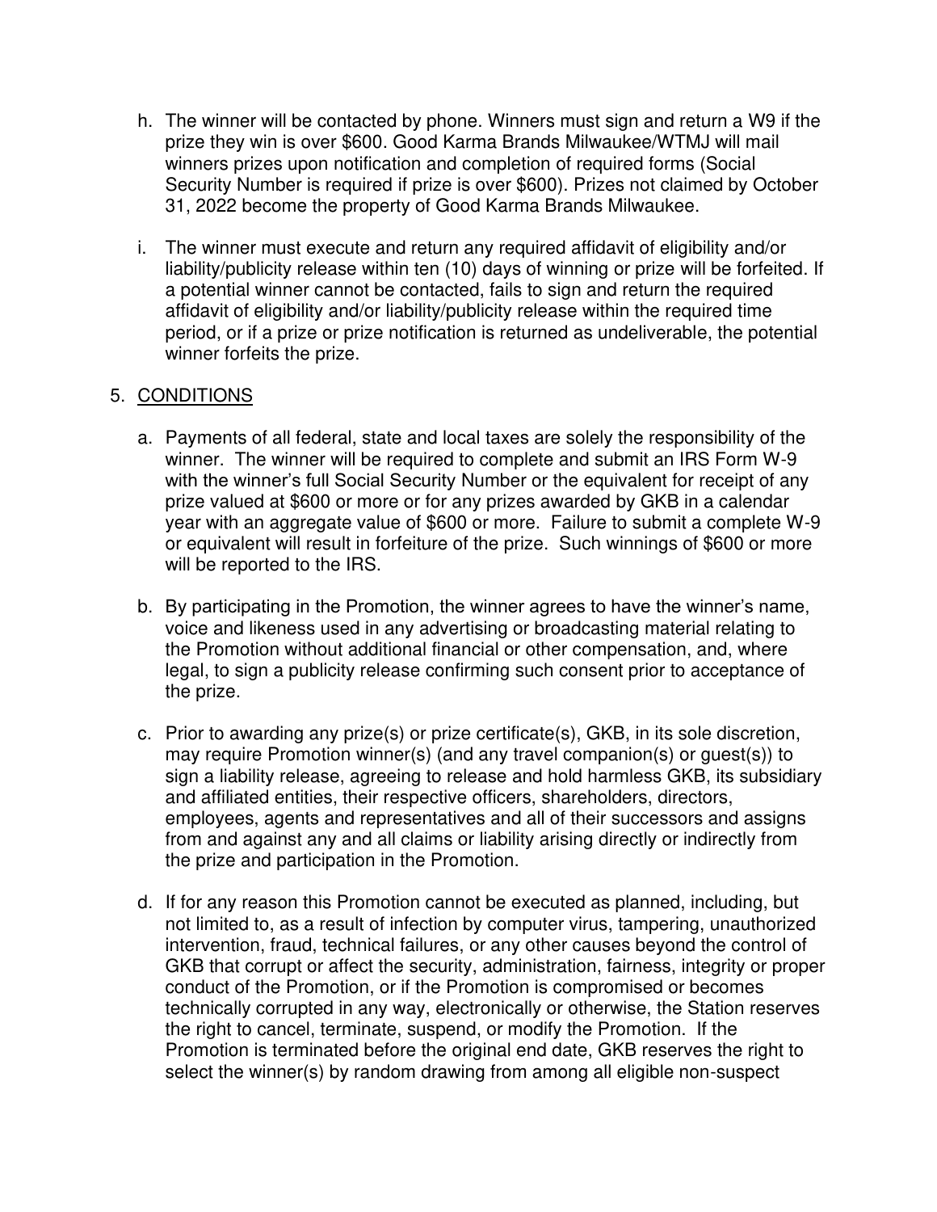h. The winner will be contacted by phone. Winners must sign and return a W9 if the prize they win is over $600. Good Karma Brands Milwaukee/WTMJ will mail winners prizes upon notification and completion of required forms (Social Security Number is required if prize is over $600). Prizes not claimed by October 31, 2022 become the property of Good Karma Brands Milwaukee.

i. The winner must execute and return any required affidavit of eligibility and/or liability/publicity release within ten (10) days of winning or prize will be forfeited. If a potential winner cannot be contacted, fails to sign and return the required affidavit of eligibility and/or liability/publicity release within the required time period, or if a prize or prize notification is returned as undeliverable, the potential winner forfeits the prize.

5. <u>CONDITIONS</u>

a. Payments of all federal, state and local taxes are solely the responsibility of the winner. The winner will be required to complete and submit an IRS Form W-9 with the winner's full Social Security Number or the equivalent for receipt of any prize valued at $600 or more or for any prizes awarded by GKB in a calendar year with an aggregate value of $600 or more. Failure to submit a complete W-9 or equivalent will result in forfeiture of the prize. Such winnings of $600 or more will be reported to the IRS.

b. By participating in the Promotion, the winner agrees to have the winner's name, voice and likeness used in any advertising or broadcasting material relating to the Promotion without additional financial or other compensation, and, where legal, to sign a publicity release confirming such consent prior to acceptance of the prize.

c. Prior to awarding any prize(s) or prize certificate(s), GKB, in its sole discretion, may require Promotion winner(s) (and any travel companion(s) or guest(s)) to sign a liability release, agreeing to release and hold harmless GKB, its subsidiary and affiliated entities, their respective officers, shareholders, directors, employees, agents and representatives and all of their successors and assigns from and against any and all claims or liability arising directly or indirectly from the prize and participation in the Promotion.

d. If for any reason this Promotion cannot be executed as planned, including, but not limited to, as a result of infection by computer virus, tampering, unauthorized intervention, fraud, technical failures, or any other causes beyond the control of GKB that corrupt or affect the security, administration, fairness, integrity or proper conduct of the Promotion, or if the Promotion is compromised or becomes technically corrupted in any way, electronically or otherwise, the Station reserves the right to cancel, terminate, suspend, or modify the Promotion. If the Promotion is terminated before the original end date, GKB reserves the right to select the winner(s) by random drawing from among all eligible non-suspect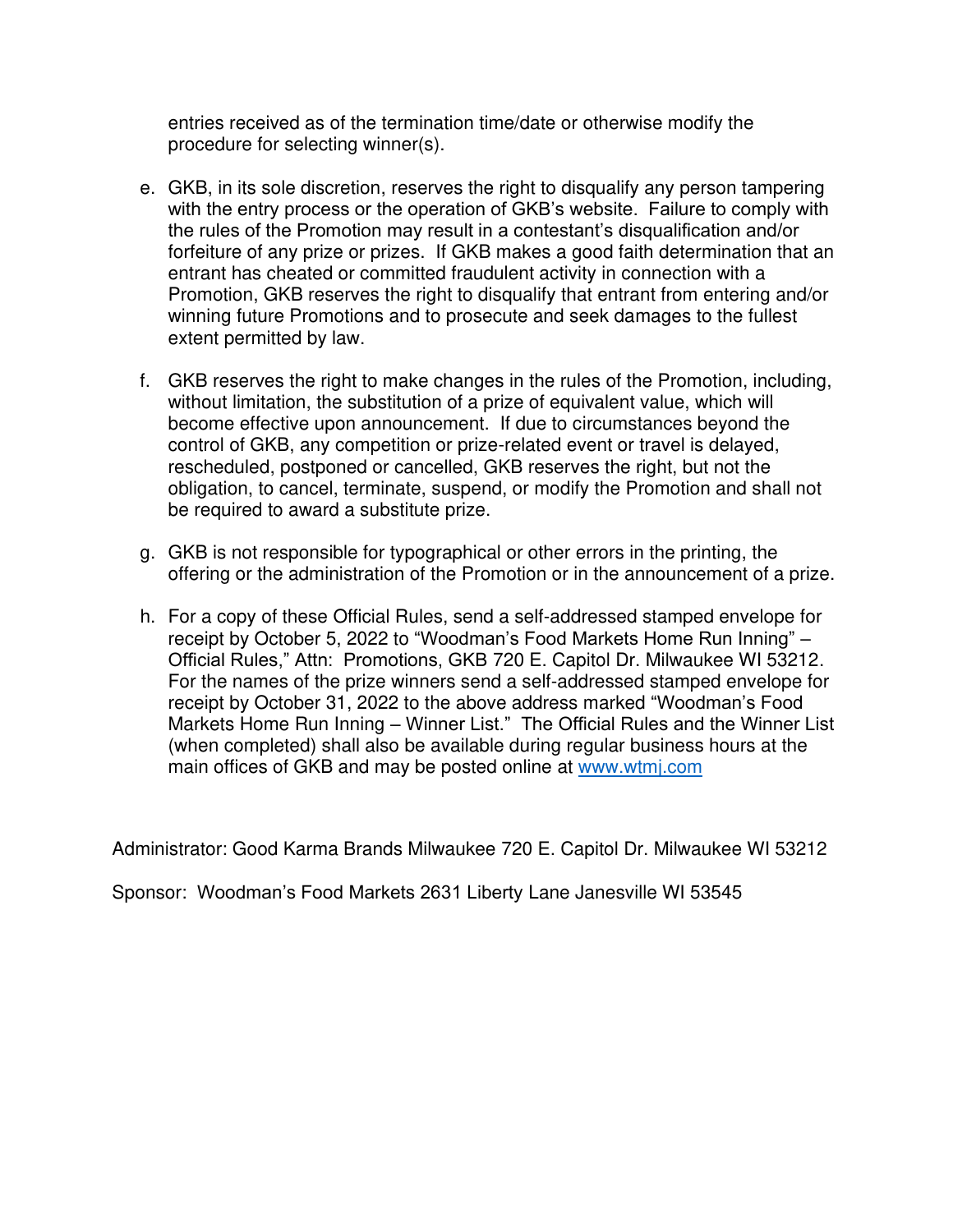entries received as of the termination time/date or otherwise modify the procedure for selecting winner(s).

e. GKB, in its sole discretion, reserves the right to disqualify any person tampering with the entry process or the operation of GKB's website. Failure to comply with the rules of the Promotion may result in a contestant's disqualification and/or forfeiture of any prize or prizes. If GKB makes a good faith determination that an entrant has cheated or committed fraudulent activity in connection with a Promotion, GKB reserves the right to disqualify that entrant from entering and/or winning future Promotions and to prosecute and seek damages to the fullest extent permitted by law.

f. GKB reserves the right to make changes in the rules of the Promotion, including, without limitation, the substitution of a prize of equivalent value, which will become effective upon announcement. If due to circumstances beyond the control of GKB, any competition or prize-related event or travel is delayed, rescheduled, postponed or cancelled, GKB reserves the right, but not the obligation, to cancel, terminate, suspend, or modify the Promotion and shall not be required to award a substitute prize.

g. GKB is not responsible for typographical or other errors in the printing, the offering or the administration of the Promotion or in the announcement of a prize.

h. For a copy of these Official Rules, send a self-addressed stamped envelope for receipt by October 5, 2022 to "Woodman's Food Markets Home Run Inning" – Official Rules," Attn: Promotions, GKB 720 E. Capitol Dr. Milwaukee WI 53212. For the names of the prize winners send a self-addressed stamped envelope for receipt by October 31, 2022 to the above address marked "Woodman's Food Markets Home Run Inning – Winner List." The Official Rules and the Winner List (when completed) shall also be available during regular business hours at the main offices of GKB and may be posted online at www.wtmj.com

Administrator: Good Karma Brands Milwaukee 720 E. Capitol Dr. Milwaukee WI 53212

Sponsor: Woodman's Food Markets 2631 Liberty Lane Janesville WI 53545